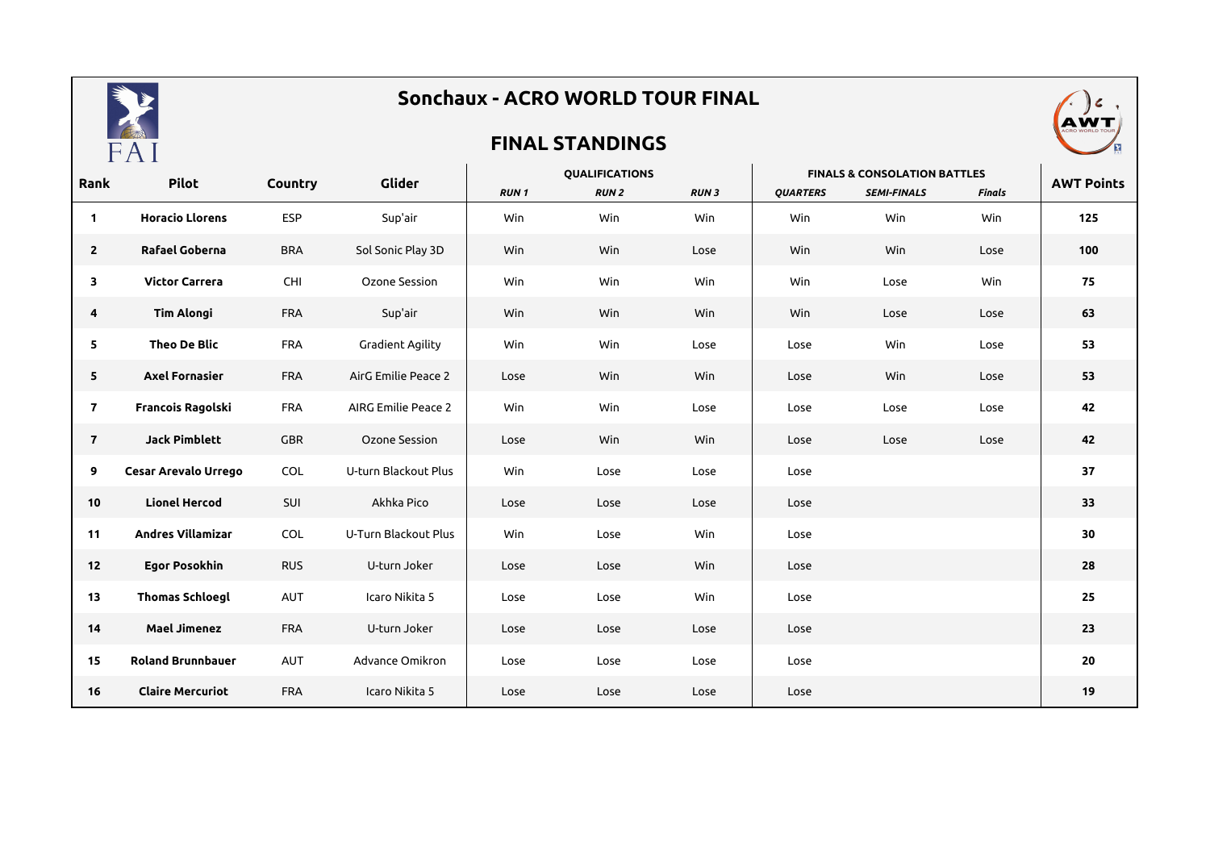# Sonchaux - ACRO WORLD TOUR FINAL

## FINAL STANDINGS

| Rank | Pilot | Country | Glider | QUALIFICATIONS | | | FINALS & CONSOLATION BATTLES | | | AWT Points |
|---|---|---|---|---|---|---|---|---|---|---|
| | | | | *RUN 1* | *RUN 2* | *RUN 3* | *QUARTERS* | *SEMI-FINALS* | *Finals* | |
| 1 | **Horacio Llorens** | ESP | Sup'air | Win | Win | Win | Win | Win | Win | **125** |
| 2 | **Rafael Goberna** | BRA | Sol Sonic Play 3D | Win | Win | Lose | Win | Win | Lose | **100** |
| 3 | **Victor Carrera** | CHI | Ozone Session | Win | Win | Win | Win | Lose | Win | **75** |
| 4 | **Tim Alongi** | FRA | Sup'air | Win | Win | Win | Win | Lose | Lose | **63** |
| 5 | **Theo De Blic** | FRA | Gradient Agility | Win | Win | Lose | Lose | Win | Lose | **53** |
| 5 | **Axel Fornasier** | FRA | AirG Emilie Peace 2 | Lose | Win | Win | Lose | Win | Lose | **53** |
| 7 | **Francois Ragolski** | FRA | AIRG Emilie Peace 2 | Win | Win | Lose | Lose | Lose | Lose | **42** |
| 7 | **Jack Pimblett** | GBR | Ozone Session | Lose | Win | Win | Lose | Lose | Lose | **42** |
| 9 | **Cesar Arevalo Urrego** | COL | U-turn Blackout Plus | Win | Lose | Lose | Lose | | | **37** |
| 10 | **Lionel Hercod** | SUI | Akhka Pico | Lose | Lose | Lose | Lose | | | **33** |
| 11 | **Andres Villamizar** | COL | U-Turn Blackout Plus | Win | Lose | Win | Lose | | | **30** |
| 12 | **Egor Posokhin** | RUS | U-turn Joker | Lose | Lose | Win | Lose | | | **28** |
| 13 | **Thomas Schloegl** | AUT | Icaro Nikita 5 | Lose | Lose | Win | Lose | | | **25** |
| 14 | **Mael Jimenez** | FRA | U-turn Joker | Lose | Lose | Lose | Lose | | | **23** |
| 15 | **Roland Brunnbauer** | AUT | Advance Omikron | Lose | Lose | Lose | Lose | | | **20** |
| 16 | **Claire Mercuriot** | FRA | Icaro Nikita 5 | Lose | Lose | Lose | Lose | | | **19** |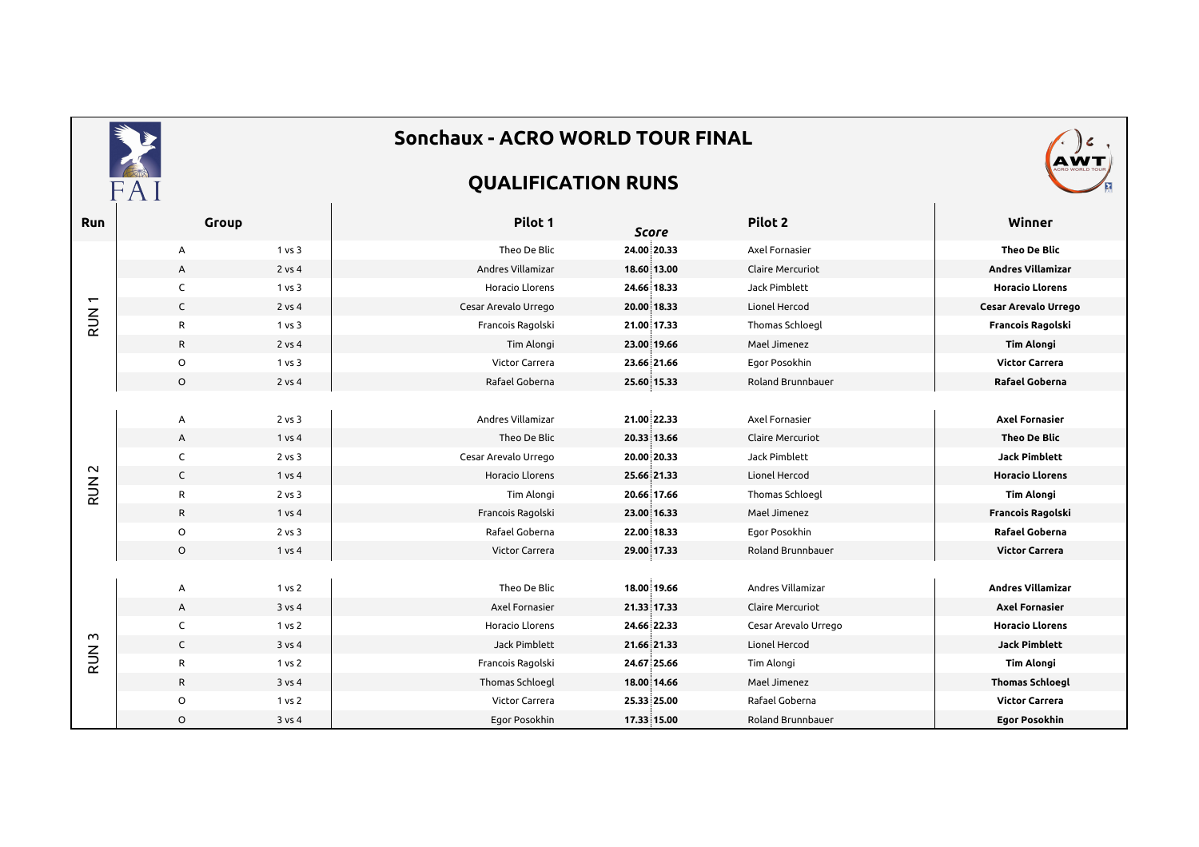# Sonchaux - ACRO WORLD TOUR FINAL

## QUALIFICATION RUNS

| Run | Group | | Pilot 1 | Score | | Pilot 2 | Winner |
|---|---|---|---|---|---|---|---|
| RUN 1 | A | 1 vs 3 | Theo De Blic | 24.00 | 20.33 | Axel Fornasier | **Theo De Blic** |
| | A | 2 vs 4 | Andres Villamizar | 18.60 | 13.00 | Claire Mercuriot | **Andres Villamizar** |
| | C | 1 vs 3 | Horacio Llorens | 24.66 | 18.33 | Jack Pimblett | **Horacio Llorens** |
| | C | 2 vs 4 | Cesar Arevalo Urrego | 20.00 | 18.33 | Lionel Hercod | **Cesar Arevalo Urrego** |
| | R | 1 vs 3 | Francois Ragolski | 21.00 | 17.33 | Thomas Schloegl | **Francois Ragolski** |
| | R | 2 vs 4 | Tim Alongi | 23.00 | 19.66 | Mael Jimenez | **Tim Alongi** |
| | O | 1 vs 3 | Victor Carrera | 23.66 | 21.66 | Egor Posokhin | **Victor Carrera** |
| | O | 2 vs 4 | Rafael Goberna | 25.60 | 15.33 | Roland Brunnbauer | **Rafael Goberna** |
| RUN 2 | A | 2 vs 3 | Andres Villamizar | 21.00 | 22.33 | Axel Fornasier | **Axel Fornasier** |
| | A | 1 vs 4 | Theo De Blic | 20.33 | 13.66 | Claire Mercuriot | **Theo De Blic** |
| | C | 2 vs 3 | Cesar Arevalo Urrego | 20.00 | 20.33 | Jack Pimblett | **Jack Pimblett** |
| | C | 1 vs 4 | Horacio Llorens | 25.66 | 21.33 | Lionel Hercod | **Horacio Llorens** |
| | R | 2 vs 3 | Tim Alongi | 20.66 | 17.66 | Thomas Schloegl | **Tim Alongi** |
| | R | 1 vs 4 | Francois Ragolski | 23.00 | 16.33 | Mael Jimenez | **Francois Ragolski** |
| | O | 2 vs 3 | Rafael Goberna | 22.00 | 18.33 | Egor Posokhin | **Rafael Goberna** |
| | O | 1 vs 4 | Victor Carrera | 29.00 | 17.33 | Roland Brunnbauer | **Victor Carrera** |
| RUN 3 | A | 1 vs 2 | Theo De Blic | 18.00 | 19.66 | Andres Villamizar | **Andres Villamizar** |
| | A | 3 vs 4 | Axel Fornasier | 21.33 | 17.33 | Claire Mercuriot | **Axel Fornasier** |
| | C | 1 vs 2 | Horacio Llorens | 24.66 | 22.33 | Cesar Arevalo Urrego | **Horacio Llorens** |
| | C | 3 vs 4 | Jack Pimblett | 21.66 | 21.33 | Lionel Hercod | **Jack Pimblett** |
| | R | 1 vs 2 | Francois Ragolski | 24.67 | 25.66 | Tim Alongi | **Tim Alongi** |
| | R | 3 vs 4 | Thomas Schloegl | 18.00 | 14.66 | Mael Jimenez | **Thomas Schloegl** |
| | O | 1 vs 2 | Victor Carrera | 25.33 | 25.00 | Rafael Goberna | **Victor Carrera** |
| | O | 3 vs 4 | Egor Posokhin | 17.33 | 15.00 | Roland Brunnbauer | **Egor Posokhin** |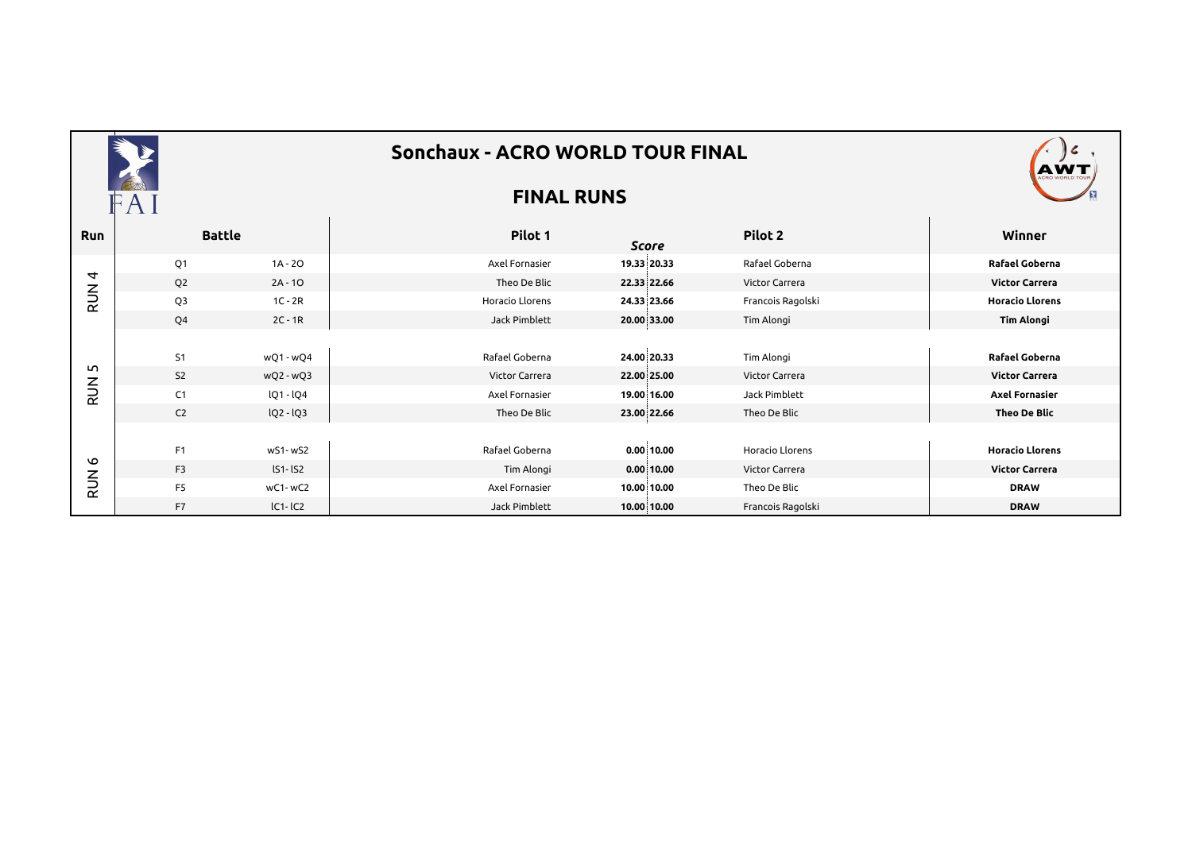# Sonchaux - ACRO WORLD TOUR FINAL

## FINAL RUNS

| Run | Battle | | Pilot 1 | Score | | Pilot 2 | Winner |
|---|---|---|---|---|---|---|---|
| RUN 4 | Q1 | 1A - 2O | Axel Fornasier | 19.33 | **20.33** | Rafael Goberna | **Rafael Goberna** |
| | Q2 | 2A - 1O | Theo De Blic | 22.33 | **22.66** | Victor Carrera | **Victor Carrera** |
| | Q3 | 1C - 2R | Horacio Llorens | **24.33** | 23.66 | Francois Ragolski | **Horacio Llorens** |
| | Q4 | 2C - 1R | Jack Pimblett | 20.00 | **33.00** | Tim Alongi | **Tim Alongi** |
| RUN 5 | S1 | wQ1 - wQ4 | Rafael Goberna | **24.00** | 20.33 | Tim Alongi | **Rafael Goberna** |
| | S2 | wQ2 - wQ3 | Victor Carrera | 22.00 | **25.00** | Victor Carrera | **Victor Carrera** |
| | C1 | lQ1 - lQ4 | Axel Fornasier | **19.00** | 16.00 | Jack Pimblett | **Axel Fornasier** |
| | C2 | lQ2 - lQ3 | Theo De Blic | **23.00** | 22.66 | Theo De Blic | **Theo De Blic** |
| RUN 6 | F1 | wS1- wS2 | Rafael Goberna | 0.00 | **10.00** | Horacio Llorens | **Horacio Llorens** |
| | F3 | lS1- lS2 | Tim Alongi | 0.00 | **10.00** | Victor Carrera | **Victor Carrera** |
| | F5 | wC1- wC2 | Axel Fornasier | **10.00** | **10.00** | Theo De Blic | **DRAW** |
| | F7 | lC1- lC2 | Jack Pimblett | **10.00** | **10.00** | Francois Ragolski | **DRAW** |